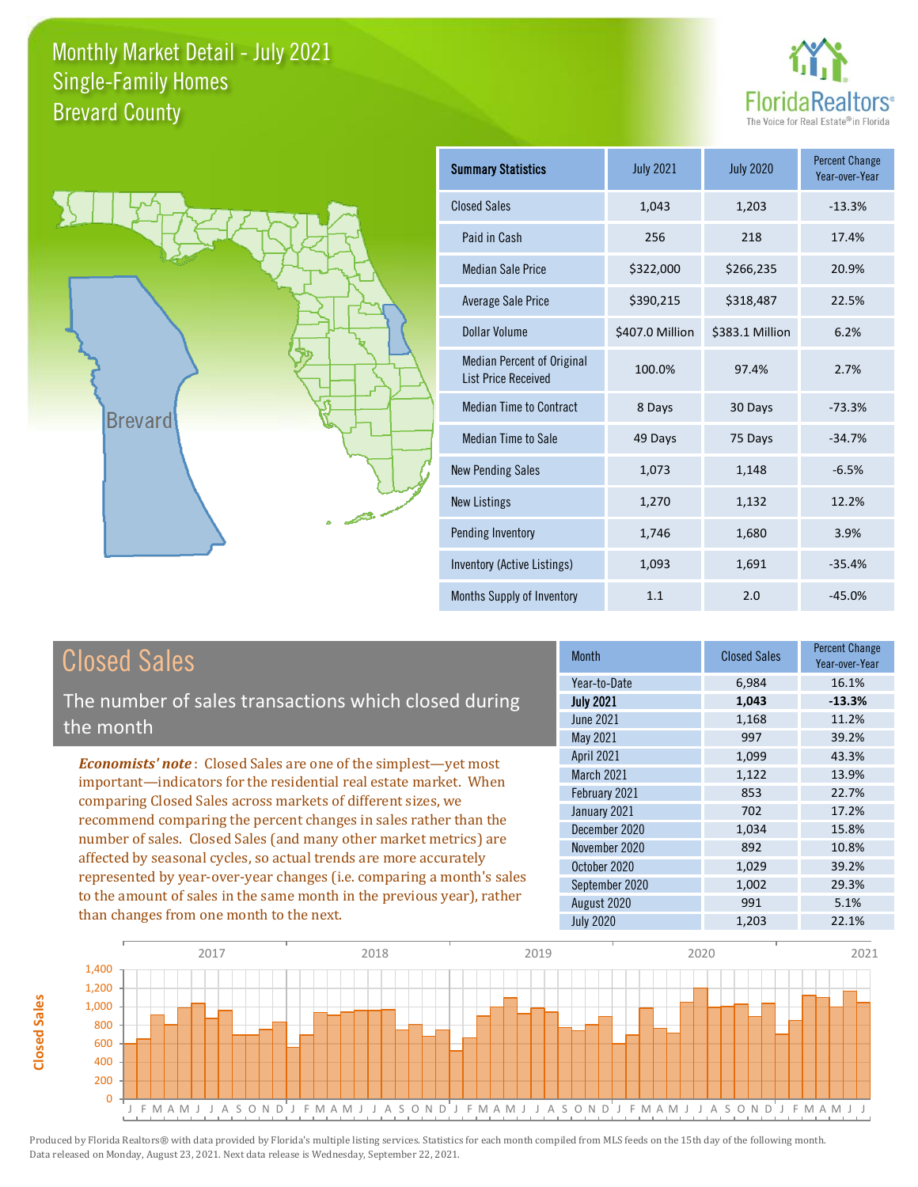# Monthly Market Detail - July 2021
## Single-Family Homes
## Brevard County

FloridaRealtors®
The Voice for Real Estate® in Florida

Brevard

| Summary Statistics | July 2021 | July 2020 | Percent Change Year-over-Year |
|---|---|---|---|
| Closed Sales | 1,043 | 1,203 | -13.3% |
| Paid in Cash | 256 | 218 | 17.4% |
| Median Sale Price | $322,000 | $266,235 | 20.9% |
| Average Sale Price | $390,215 | $318,487 | 22.5% |
| Dollar Volume | $407.0 Million | $383.1 Million | 6.2% |
| Median Percent of Original List Price Received | 100.0% | 97.4% | 2.7% |
| Median Time to Contract | 8 Days | 30 Days | -73.3% |
| Median Time to Sale | 49 Days | 75 Days | -34.7% |
| New Pending Sales | 1,073 | 1,148 | -6.5% |
| New Listings | 1,270 | 1,132 | 12.2% |
| Pending Inventory | 1,746 | 1,680 | 3.9% |
| Inventory (Active Listings) | 1,093 | 1,691 | -35.4% |
| Months Supply of Inventory | 1.1 | 2.0 | -45.0% |

## Closed Sales

The number of sales transactions which closed during the month

***Economists' note***: Closed Sales are one of the simplest—yet most important—indicators for the residential real estate market. When comparing Closed Sales across markets of different sizes, we recommend comparing the percent changes in sales rather than the number of sales. Closed Sales (and many other market metrics) are affected by seasonal cycles, so actual trends are more accurately represented by year-over-year changes (i.e. comparing a month's sales to the amount of sales in the same month in the previous year), rather than changes from one month to the next.

| Month | Closed Sales | Percent Change Year-over-Year |
|---|---|---|
| Year-to-Date | 6,984 | 16.1% |
| **July 2021** | **1,043** | **-13.3%** |
| June 2021 | 1,168 | 11.2% |
| May 2021 | 997 | 39.2% |
| April 2021 | 1,099 | 43.3% |
| March 2021 | 1,122 | 13.9% |
| February 2021 | 853 | 22.7% |
| January 2021 | 702 | 17.2% |
| December 2020 | 1,034 | 15.8% |
| November 2020 | 892 | 10.8% |
| October 2020 | 1,029 | 39.2% |
| September 2020 | 1,002 | 29.3% |
| August 2020 | 991 | 5.1% |
| July 2020 | 1,203 | 22.1% |

Produced by Florida Realtors® with data provided by Florida's multiple listing services. Statistics for each month compiled from MLS feeds on the 15th day of the following month. Data released on Monday, August 23, 2021. Next data release is Wednesday, September 22, 2021.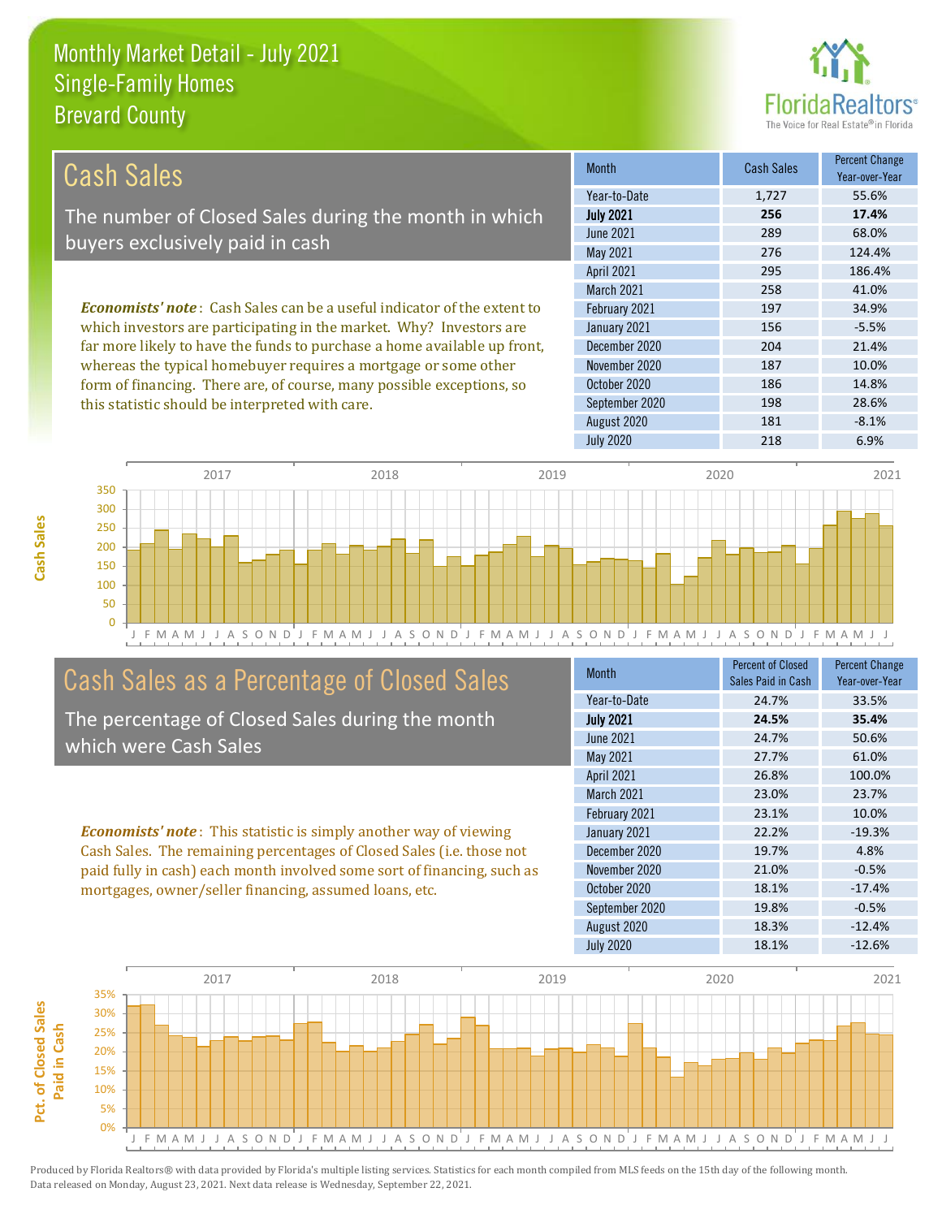Monthly Market Detail - July 2021
Single-Family Homes
Brevard County

## Cash Sales

The number of Closed Sales during the month in which buyers exclusively paid in cash

***Economists' note***: Cash Sales can be a useful indicator of the extent to which investors are participating in the market. Why? Investors are far more likely to have the funds to purchase a home available up front, whereas the typical homebuyer requires a mortgage or some other form of financing. There are, of course, many possible exceptions, so this statistic should be interpreted with care.

| Month | Cash Sales | Percent Change Year-over-Year |
|---|---|---|
| Year-to-Date | 1,727 | 55.6% |
| **July 2021** | **256** | **17.4%** |
| June 2021 | 289 | 68.0% |
| May 2021 | 276 | 124.4% |
| April 2021 | 295 | 186.4% |
| March 2021 | 258 | 41.0% |
| February 2021 | 197 | 34.9% |
| January 2021 | 156 | -5.5% |
| December 2020 | 204 | 21.4% |
| November 2020 | 187 | 10.0% |
| October 2020 | 186 | 14.8% |
| September 2020 | 198 | 28.6% |
| August 2020 | 181 | -8.1% |
| July 2020 | 218 | 6.9% |

## Cash Sales as a Percentage of Closed Sales

The percentage of Closed Sales during the month which were Cash Sales

***Economists' note***: This statistic is simply another way of viewing Cash Sales. The remaining percentages of Closed Sales (i.e. those not paid fully in cash) each month involved some sort of financing, such as mortgages, owner/seller financing, assumed loans, etc.

| Month | Percent of Closed Sales Paid in Cash | Percent Change Year-over-Year |
|---|---|---|
| Year-to-Date | 24.7% | 33.5% |
| **July 2021** | **24.5%** | **35.4%** |
| June 2021 | 24.7% | 50.6% |
| May 2021 | 27.7% | 61.0% |
| April 2021 | 26.8% | 100.0% |
| March 2021 | 23.0% | 23.7% |
| February 2021 | 23.1% | 10.0% |
| January 2021 | 22.2% | -19.3% |
| December 2020 | 19.7% | 4.8% |
| November 2020 | 21.0% | -0.5% |
| October 2020 | 18.1% | -17.4% |
| September 2020 | 19.8% | -0.5% |
| August 2020 | 18.3% | -12.4% |
| July 2020 | 18.1% | -12.6% |

Produced by Florida Realtors® with data provided by Florida's multiple listing services. Statistics for each month compiled from MLS feeds on the 15th day of the following month. Data released on Monday, August 23, 2021. Next data release is Wednesday, September 22, 2021.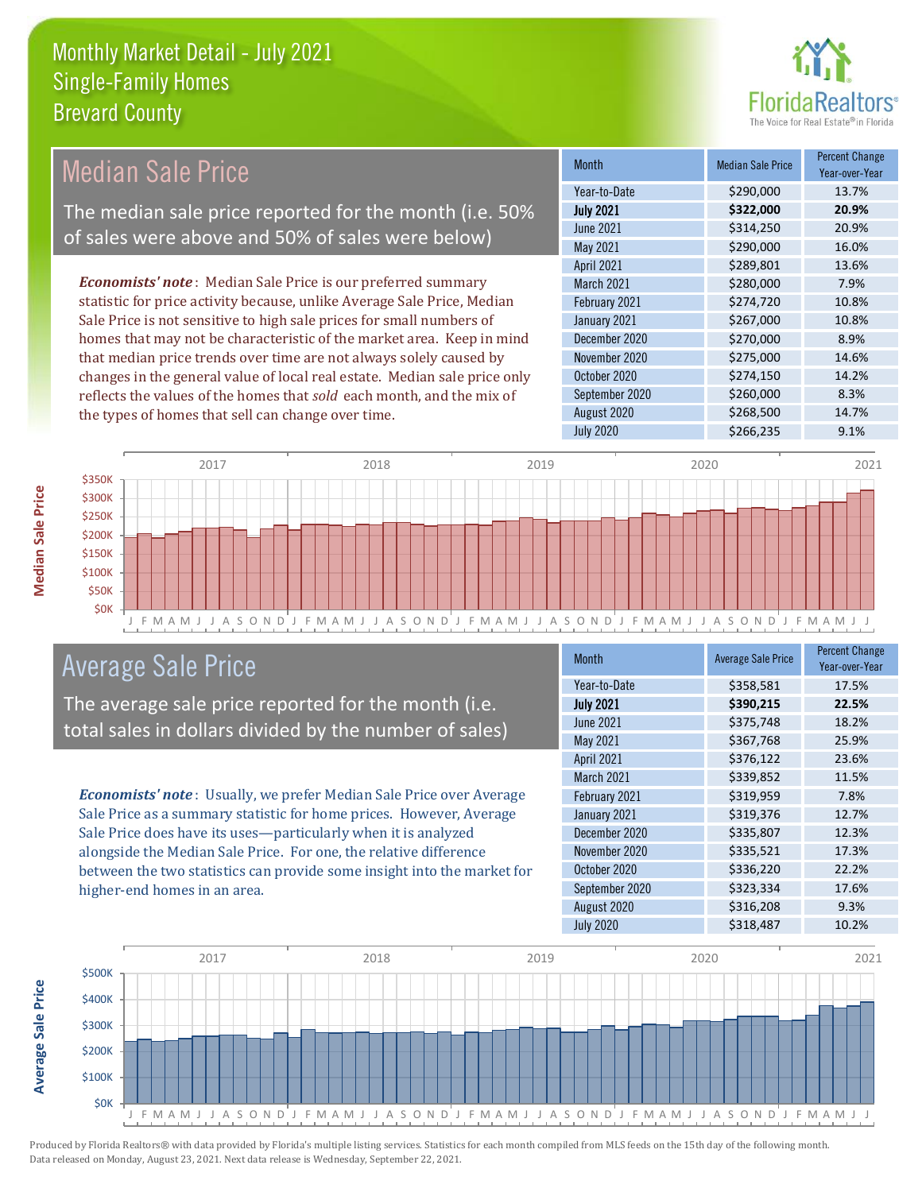# Monthly Market Detail - July 2021
## Single-Family Homes
## Brevard County

## Median Sale Price

The median sale price reported for the month (i.e. 50% of sales were above and 50% of sales were below)

***Economists' note***: Median Sale Price is our preferred summary statistic for price activity because, unlike Average Sale Price, Median Sale Price is not sensitive to high sale prices for small numbers of homes that may not be characteristic of the market area. Keep in mind that median price trends over time are not always solely caused by changes in the general value of local real estate. Median sale price only reflects the values of the homes that *sold* each month, and the mix of the types of homes that sell can change over time.

| Month | Median Sale Price | Percent Change Year-over-Year |
|---|---|---|
| Year-to-Date | $290,000 | 13.7% |
| **July 2021** | **$322,000** | **20.9%** |
| June 2021 | $314,250 | 20.9% |
| May 2021 | $290,000 | 16.0% |
| April 2021 | $289,801 | 13.6% |
| March 2021 | $280,000 | 7.9% |
| February 2021 | $274,720 | 10.8% |
| January 2021 | $267,000 | 10.8% |
| December 2020 | $270,000 | 8.9% |
| November 2020 | $275,000 | 14.6% |
| October 2020 | $274,150 | 14.2% |
| September 2020 | $260,000 | 8.3% |
| August 2020 | $268,500 | 14.7% |
| July 2020 | $266,235 | 9.1% |

## Average Sale Price

The average sale price reported for the month (i.e. total sales in dollars divided by the number of sales)

***Economists' note***: Usually, we prefer Median Sale Price over Average Sale Price as a summary statistic for home prices. However, Average Sale Price does have its uses—particularly when it is analyzed alongside the Median Sale Price. For one, the relative difference between the two statistics can provide some insight into the market for higher-end homes in an area.

| Month | Average Sale Price | Percent Change Year-over-Year |
|---|---|---|
| Year-to-Date | $358,581 | 17.5% |
| **July 2021** | **$390,215** | **22.5%** |
| June 2021 | $375,748 | 18.2% |
| May 2021 | $367,768 | 25.9% |
| April 2021 | $376,122 | 23.6% |
| March 2021 | $339,852 | 11.5% |
| February 2021 | $319,959 | 7.8% |
| January 2021 | $319,376 | 12.7% |
| December 2020 | $335,807 | 12.3% |
| November 2020 | $335,521 | 17.3% |
| October 2020 | $336,220 | 22.2% |
| September 2020 | $323,334 | 17.6% |
| August 2020 | $316,208 | 9.3% |
| July 2020 | $318,487 | 10.2% |

Produced by Florida Realtors® with data provided by Florida's multiple listing services. Statistics for each month compiled from MLS feeds on the 15th day of the following month. Data released on Monday, August 23, 2021. Next data release is Wednesday, September 22, 2021.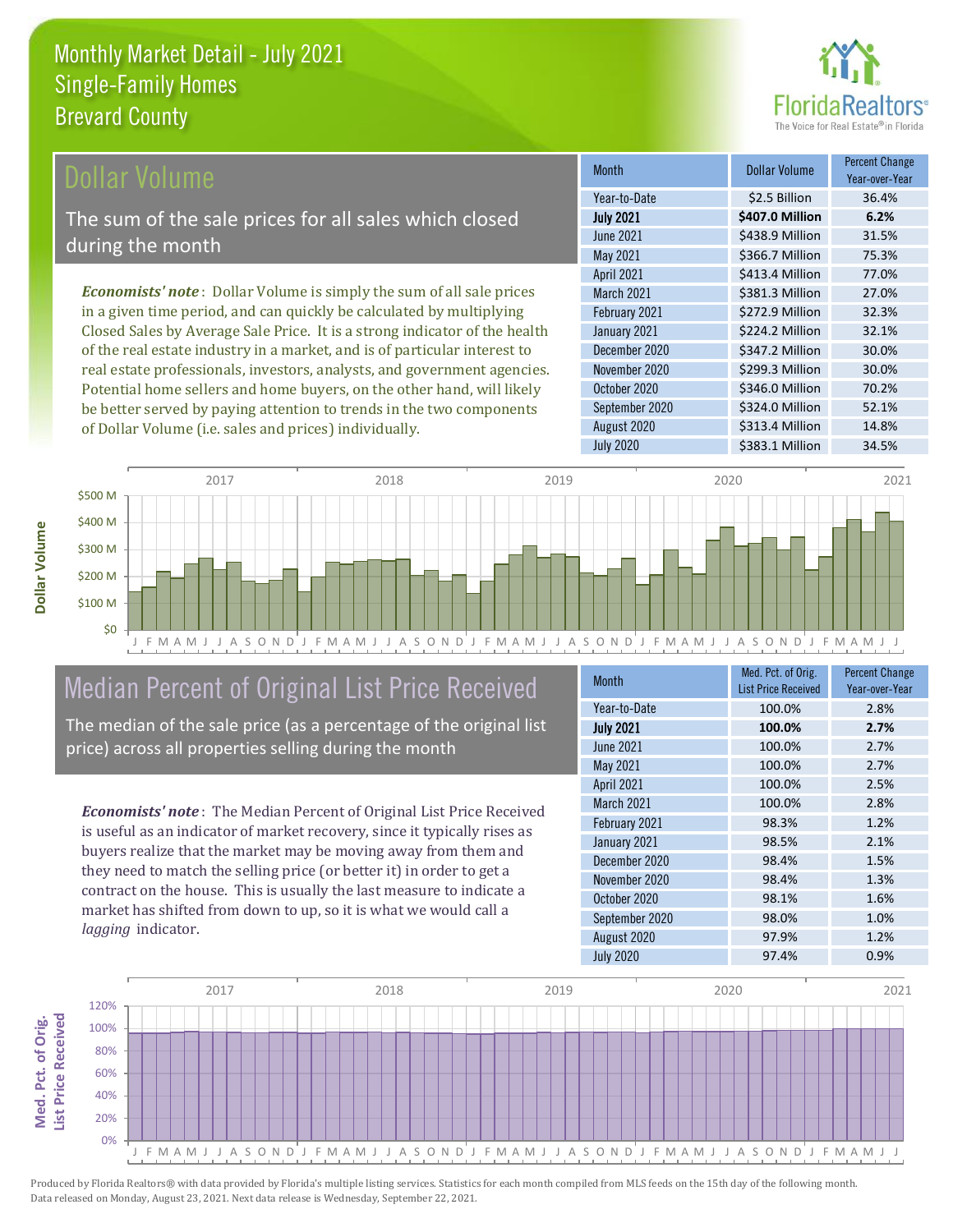# Monthly Market Detail - July 2021
## Single-Family Homes
## Brevard County

## Dollar Volume

The sum of the sale prices for all sales which closed during the month

*Economists' note*: Dollar Volume is simply the sum of all sale prices in a given time period, and can quickly be calculated by multiplying Closed Sales by Average Sale Price. It is a strong indicator of the health of the real estate industry in a market, and is of particular interest to real estate professionals, investors, analysts, and government agencies. Potential home sellers and home buyers, on the other hand, will likely be better served by paying attention to trends in the two components of Dollar Volume (i.e. sales and prices) individually.

| Month | Dollar Volume | Percent Change Year-over-Year |
|---|---|---|
| Year-to-Date | $2.5 Billion | 36.4% |
| **July 2021** | **$407.0 Million** | **6.2%** |
| June 2021 | $438.9 Million | 31.5% |
| May 2021 | $366.7 Million | 75.3% |
| April 2021 | $413.4 Million | 77.0% |
| March 2021 | $381.3 Million | 27.0% |
| February 2021 | $272.9 Million | 32.3% |
| January 2021 | $224.2 Million | 32.1% |
| December 2020 | $347.2 Million | 30.0% |
| November 2020 | $299.3 Million | 30.0% |
| October 2020 | $346.0 Million | 70.2% |
| September 2020 | $324.0 Million | 52.1% |
| August 2020 | $313.4 Million | 14.8% |
| July 2020 | $383.1 Million | 34.5% |

## Median Percent of Original List Price Received

The median of the sale price (as a percentage of the original list price) across all properties selling during the month

*Economists' note*: The Median Percent of Original List Price Received is useful as an indicator of market recovery, since it typically rises as buyers realize that the market may be moving away from them and they need to match the selling price (or better it) in order to get a contract on the house. This is usually the last measure to indicate a market has shifted from down to up, so it is what we would call a *lagging* indicator.

| Month | Med. Pct. of Orig. List Price Received | Percent Change Year-over-Year |
|---|---|---|
| Year-to-Date | 100.0% | 2.8% |
| **July 2021** | **100.0%** | **2.7%** |
| June 2021 | 100.0% | 2.7% |
| May 2021 | 100.0% | 2.7% |
| April 2021 | 100.0% | 2.5% |
| March 2021 | 100.0% | 2.8% |
| February 2021 | 98.3% | 1.2% |
| January 2021 | 98.5% | 2.1% |
| December 2020 | 98.4% | 1.5% |
| November 2020 | 98.4% | 1.3% |
| October 2020 | 98.1% | 1.6% |
| September 2020 | 98.0% | 1.0% |
| August 2020 | 97.9% | 1.2% |
| July 2020 | 97.4% | 0.9% |

Produced by Florida Realtors® with data provided by Florida's multiple listing services. Statistics for each month compiled from MLS feeds on the 15th day of the following month. Data released on Monday, August 23, 2021. Next data release is Wednesday, September 22, 2021.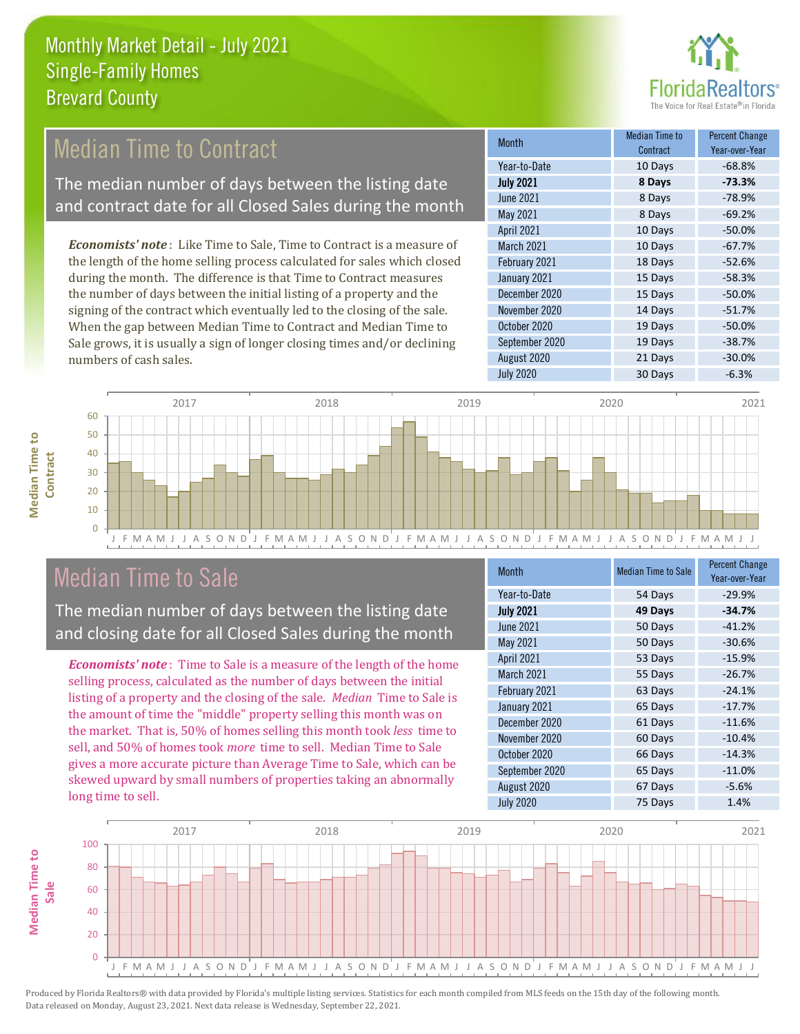# Monthly Market Detail - July 2021
## Single-Family Homes
## Brevard County

## Median Time to Contract

The median number of days between the listing date and contract date for all Closed Sales during the month

*Economists' note*: Like Time to Sale, Time to Contract is a measure of the length of the home selling process calculated for sales which closed during the month. The difference is that Time to Contract measures the number of days between the initial listing of a property and the signing of the contract which eventually led to the closing of the sale. When the gap between Median Time to Contract and Median Time to Sale grows, it is usually a sign of longer closing times and/or declining numbers of cash sales.

| Month | Median Time to Contract | Percent Change Year-over-Year |
|---|---|---|
| Year-to-Date | 10 Days | -68.8% |
| **July 2021** | **8 Days** | **-73.3%** |
| June 2021 | 8 Days | -78.9% |
| May 2021 | 8 Days | -69.2% |
| April 2021 | 10 Days | -50.0% |
| March 2021 | 10 Days | -67.7% |
| February 2021 | 18 Days | -52.6% |
| January 2021 | 15 Days | -58.3% |
| December 2020 | 15 Days | -50.0% |
| November 2020 | 14 Days | -51.7% |
| October 2020 | 19 Days | -50.0% |
| September 2020 | 19 Days | -38.7% |
| August 2020 | 21 Days | -30.0% |
| July 2020 | 30 Days | -6.3% |

## Median Time to Sale

The median number of days between the listing date and closing date for all Closed Sales during the month

*Economists' note*: Time to Sale is a measure of the length of the home selling process, calculated as the number of days between the initial listing of a property and the closing of the sale. *Median* Time to Sale is the amount of time the "middle" property selling this month was on the market. That is, 50% of homes selling this month took *less* time to sell, and 50% of homes took *more* time to sell. Median Time to Sale gives a more accurate picture than Average Time to Sale, which can be skewed upward by small numbers of properties taking an abnormally long time to sell.

| Month | Median Time to Sale | Percent Change Year-over-Year |
|---|---|---|
| Year-to-Date | 54 Days | -29.9% |
| **July 2021** | **49 Days** | **-34.7%** |
| June 2021 | 50 Days | -41.2% |
| May 2021 | 50 Days | -30.6% |
| April 2021 | 53 Days | -15.9% |
| March 2021 | 55 Days | -26.7% |
| February 2021 | 63 Days | -24.1% |
| January 2021 | 65 Days | -17.7% |
| December 2020 | 61 Days | -11.6% |
| November 2020 | 60 Days | -10.4% |
| October 2020 | 66 Days | -14.3% |
| September 2020 | 65 Days | -11.0% |
| August 2020 | 67 Days | -5.6% |
| July 2020 | 75 Days | 1.4% |

Produced by Florida Realtors® with data provided by Florida's multiple listing services. Statistics for each month compiled from MLS feeds on the 15th day of the following month. Data released on Monday, August 23, 2021. Next data release is Wednesday, September 22, 2021.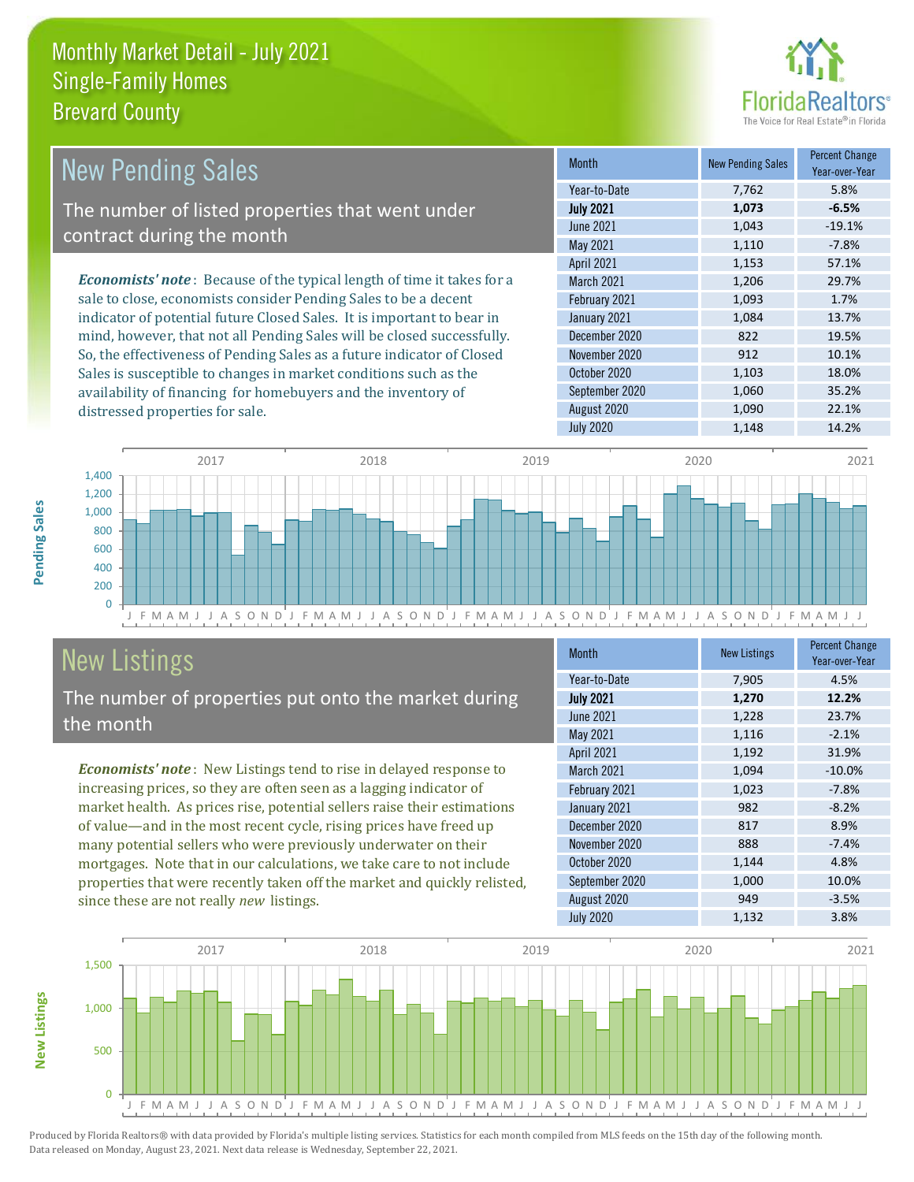# Monthly Market Detail - July 2021
## Single-Family Homes
## Brevard County

## New Pending Sales

The number of listed properties that went under contract during the month

*Economists' note*: Because of the typical length of time it takes for a sale to close, economists consider Pending Sales to be a decent indicator of potential future Closed Sales. It is important to bear in mind, however, that not all Pending Sales will be closed successfully. So, the effectiveness of Pending Sales as a future indicator of Closed Sales is susceptible to changes in market conditions such as the availability of financing for homebuyers and the inventory of distressed properties for sale.

| Month | New Pending Sales | Percent Change Year-over-Year |
|---|---|---|
| Year-to-Date | 7,762 | 5.8% |
| **July 2021** | **1,073** | **-6.5%** |
| June 2021 | 1,043 | -19.1% |
| May 2021 | 1,110 | -7.8% |
| April 2021 | 1,153 | 57.1% |
| March 2021 | 1,206 | 29.7% |
| February 2021 | 1,093 | 1.7% |
| January 2021 | 1,084 | 13.7% |
| December 2020 | 822 | 19.5% |
| November 2020 | 912 | 10.1% |
| October 2020 | 1,103 | 18.0% |
| September 2020 | 1,060 | 35.2% |
| August 2020 | 1,090 | 22.1% |
| July 2020 | 1,148 | 14.2% |

## New Listings

The number of properties put onto the market during the month

*Economists' note*: New Listings tend to rise in delayed response to increasing prices, so they are often seen as a lagging indicator of market health. As prices rise, potential sellers raise their estimations of value—and in the most recent cycle, rising prices have freed up many potential sellers who were previously underwater on their mortgages. Note that in our calculations, we take care to not include properties that were recently taken off the market and quickly relisted, since these are not really *new* listings.

| Month | New Listings | Percent Change Year-over-Year |
|---|---|---|
| Year-to-Date | 7,905 | 4.5% |
| **July 2021** | **1,270** | **12.2%** |
| June 2021 | 1,228 | 23.7% |
| May 2021 | 1,116 | -2.1% |
| April 2021 | 1,192 | 31.9% |
| March 2021 | 1,094 | -10.0% |
| February 2021 | 1,023 | -7.8% |
| January 2021 | 982 | -8.2% |
| December 2020 | 817 | 8.9% |
| November 2020 | 888 | -7.4% |
| October 2020 | 1,144 | 4.8% |
| September 2020 | 1,000 | 10.0% |
| August 2020 | 949 | -3.5% |
| July 2020 | 1,132 | 3.8% |

Produced by Florida Realtors® with data provided by Florida's multiple listing services. Statistics for each month compiled from MLS feeds on the 15th day of the following month. Data released on Monday, August 23, 2021. Next data release is Wednesday, September 22, 2021.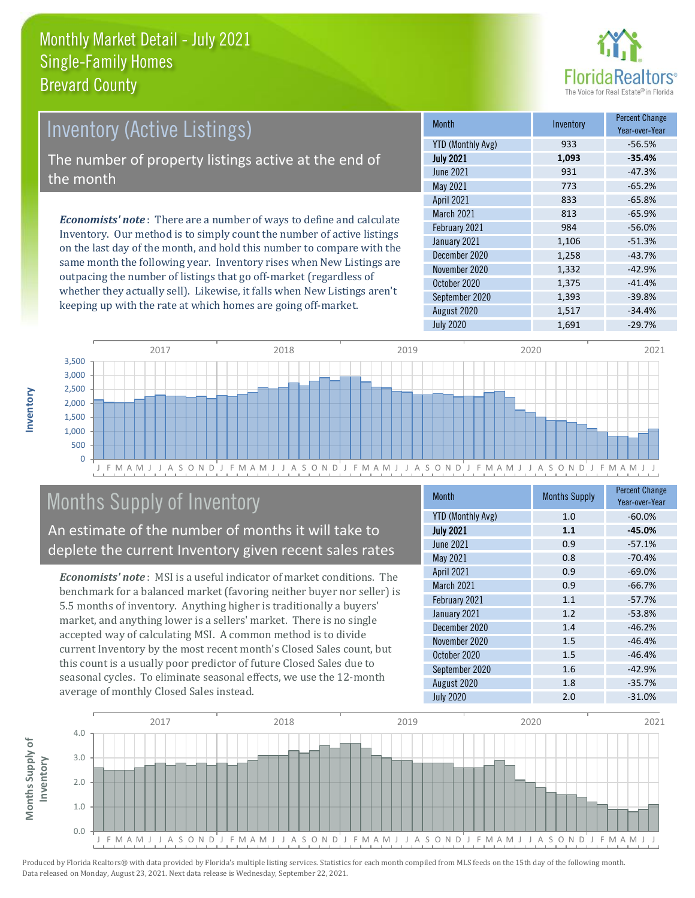# Monthly Market Detail - July 2021
## Single-Family Homes
## Brevard County

## Inventory (Active Listings)

The number of property listings active at the end of the month

*Economists' note*: There are a number of ways to define and calculate Inventory. Our method is to simply count the number of active listings on the last day of the month, and hold this number to compare with the same month the following year. Inventory rises when New Listings are outpacing the number of listings that go off-market (regardless of whether they actually sell). Likewise, it falls when New Listings aren't keeping up with the rate at which homes are going off-market.

| Month | Inventory | Percent Change Year-over-Year |
|---|---|---|
| YTD (Monthly Avg) | 933 | -56.5% |
| **July 2021** | **1,093** | **-35.4%** |
| June 2021 | 931 | -47.3% |
| May 2021 | 773 | -65.2% |
| April 2021 | 833 | -65.8% |
| March 2021 | 813 | -65.9% |
| February 2021 | 984 | -56.0% |
| January 2021 | 1,106 | -51.3% |
| December 2020 | 1,258 | -43.7% |
| November 2020 | 1,332 | -42.9% |
| October 2020 | 1,375 | -41.4% |
| September 2020 | 1,393 | -39.8% |
| August 2020 | 1,517 | -34.4% |
| July 2020 | 1,691 | -29.7% |

## Months Supply of Inventory

An estimate of the number of months it will take to deplete the current Inventory given recent sales rates

*Economists' note*: MSI is a useful indicator of market conditions. The benchmark for a balanced market (favoring neither buyer nor seller) is 5.5 months of inventory. Anything higher is traditionally a buyers' market, and anything lower is a sellers' market. There is no single accepted way of calculating MSI. A common method is to divide current Inventory by the most recent month's Closed Sales count, but this count is a usually poor predictor of future Closed Sales due to seasonal cycles. To eliminate seasonal effects, we use the 12-month average of monthly Closed Sales instead.

| Month | Months Supply | Percent Change Year-over-Year |
|---|---|---|
| YTD (Monthly Avg) | 1.0 | -60.0% |
| **July 2021** | **1.1** | **-45.0%** |
| June 2021 | 0.9 | -57.1% |
| May 2021 | 0.8 | -70.4% |
| April 2021 | 0.9 | -69.0% |
| March 2021 | 0.9 | -66.7% |
| February 2021 | 1.1 | -57.7% |
| January 2021 | 1.2 | -53.8% |
| December 2020 | 1.4 | -46.2% |
| November 2020 | 1.5 | -46.4% |
| October 2020 | 1.5 | -46.4% |
| September 2020 | 1.6 | -42.9% |
| August 2020 | 1.8 | -35.7% |
| July 2020 | 2.0 | -31.0% |

Produced by Florida Realtors® with data provided by Florida's multiple listing services. Statistics for each month compiled from MLS feeds on the 15th day of the following month. Data released on Monday, August 23, 2021. Next data release is Wednesday, September 22, 2021.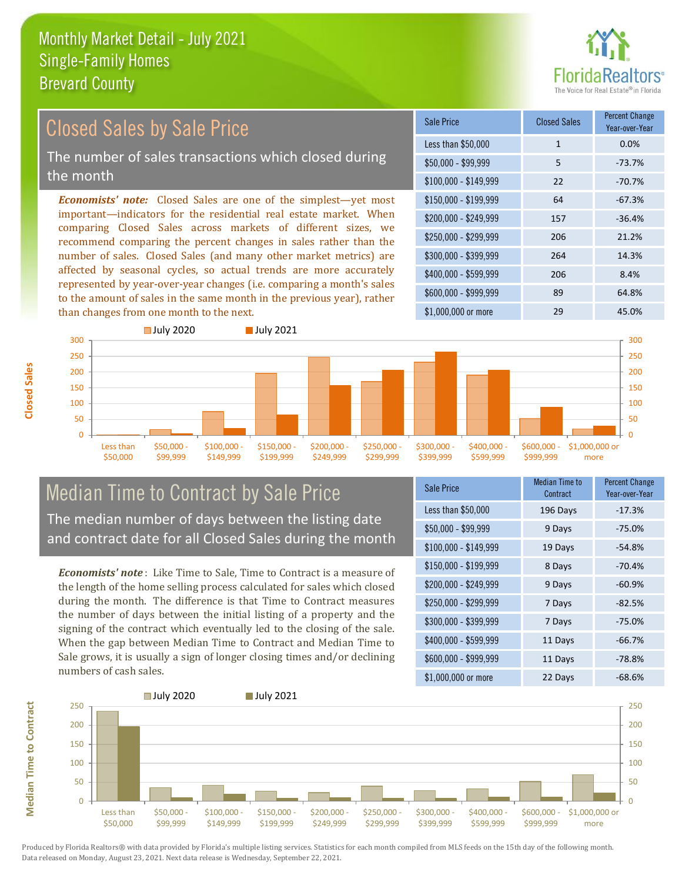# Monthly Market Detail - July 2021
## Single-Family Homes
## Brevard County

## Closed Sales by Sale Price

The number of sales transactions which closed during the month

*Economists' note:* Closed Sales are one of the simplest—yet most important—indicators for the residential real estate market. When comparing Closed Sales across markets of different sizes, we recommend comparing the percent changes in sales rather than the number of sales. Closed Sales (and many other market metrics) are affected by seasonal cycles, so actual trends are more accurately represented by year-over-year changes (i.e. comparing a month's sales to the amount of sales in the same month in the previous year), rather than changes from one month to the next.

| Sale Price | Closed Sales | Percent Change Year-over-Year |
|---|---|---|
| Less than $50,000 | 1 | 0.0% |
| $50,000 - $99,999 | 5 | -73.7% |
| $100,000 - $149,999 | 22 | -70.7% |
| $150,000 - $199,999 | 64 | -67.3% |
| $200,000 - $249,999 | 157 | -36.4% |
| $250,000 - $299,999 | 206 | 21.2% |
| $300,000 - $399,999 | 264 | 14.3% |
| $400,000 - $599,999 | 206 | 8.4% |
| $600,000 - $999,999 | 89 | 64.8% |
| $1,000,000 or more | 29 | 45.0% |

## Median Time to Contract by Sale Price

The median number of days between the listing date and contract date for all Closed Sales during the month

*Economists' note*: Like Time to Sale, Time to Contract is a measure of the length of the home selling process calculated for sales which closed during the month. The difference is that Time to Contract measures the number of days between the initial listing of a property and the signing of the contract which eventually led to the closing of the sale. When the gap between Median Time to Contract and Median Time to Sale grows, it is usually a sign of longer closing times and/or declining numbers of cash sales.

| Sale Price | Median Time to Contract | Percent Change Year-over-Year |
|---|---|---|
| Less than $50,000 | 196 Days | -17.3% |
| $50,000 - $99,999 | 9 Days | -75.0% |
| $100,000 - $149,999 | 19 Days | -54.8% |
| $150,000 - $199,999 | 8 Days | -70.4% |
| $200,000 - $249,999 | 9 Days | -60.9% |
| $250,000 - $299,999 | 7 Days | -82.5% |
| $300,000 - $399,999 | 7 Days | -75.0% |
| $400,000 - $599,999 | 11 Days | -66.7% |
| $600,000 - $999,999 | 11 Days | -78.8% |
| $1,000,000 or more | 22 Days | -68.6% |

Produced by Florida Realtors® with data provided by Florida's multiple listing services. Statistics for each month compiled from MLS feeds on the 15th day of the following month. Data released on Monday, August 23, 2021. Next data release is Wednesday, September 22, 2021.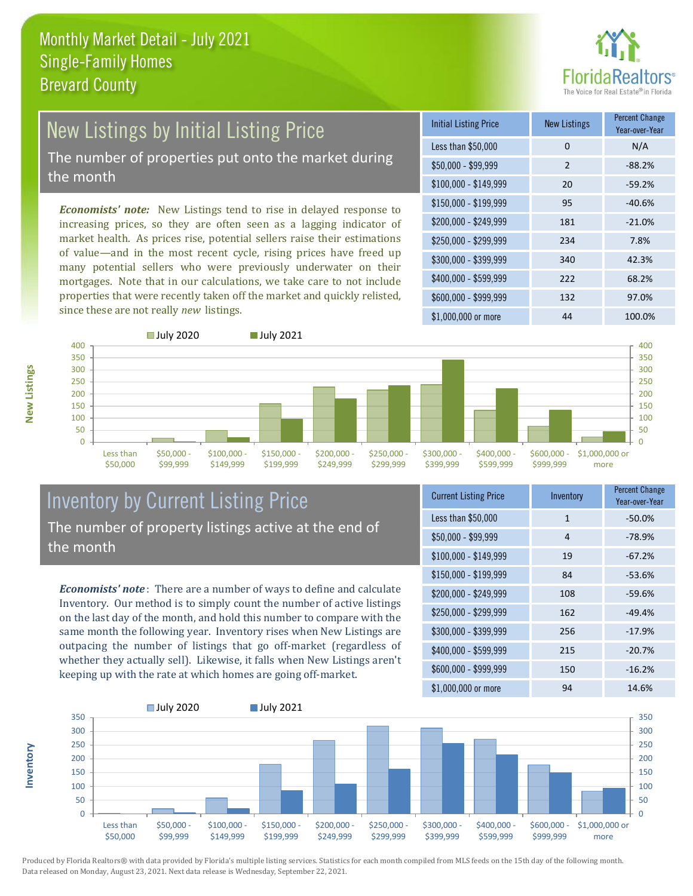Monthly Market Detail - July 2021
Single-Family Homes
Brevard County

## New Listings by Initial Listing Price

The number of properties put onto the market during the month

*Economists' note:* New Listings tend to rise in delayed response to increasing prices, so they are often seen as a lagging indicator of market health. As prices rise, potential sellers raise their estimations of value—and in the most recent cycle, rising prices have freed up many potential sellers who were previously underwater on their mortgages. Note that in our calculations, we take care to not include properties that were recently taken off the market and quickly relisted, since these are not really *new* listings.

| Initial Listing Price | New Listings | Percent Change Year-over-Year |
|---|---|---|
| Less than $50,000 | 0 | N/A |
| $50,000 - $99,999 | 2 | -88.2% |
| $100,000 - $149,999 | 20 | -59.2% |
| $150,000 - $199,999 | 95 | -40.6% |
| $200,000 - $249,999 | 181 | -21.0% |
| $250,000 - $299,999 | 234 | 7.8% |
| $300,000 - $399,999 | 340 | 42.3% |
| $400,000 - $599,999 | 222 | 68.2% |
| $600,000 - $999,999 | 132 | 97.0% |
| $1,000,000 or more | 44 | 100.0% |

## Inventory by Current Listing Price

The number of property listings active at the end of the month

***Economists' note***: There are a number of ways to define and calculate Inventory. Our method is to simply count the number of active listings on the last day of the month, and hold this number to compare with the same month the following year. Inventory rises when New Listings are outpacing the number of listings that go off-market (regardless of whether they actually sell). Likewise, it falls when New Listings aren't keeping up with the rate at which homes are going off-market.

| Current Listing Price | Inventory | Percent Change Year-over-Year |
|---|---|---|
| Less than $50,000 | 1 | -50.0% |
| $50,000 - $99,999 | 4 | -78.9% |
| $100,000 - $149,999 | 19 | -67.2% |
| $150,000 - $199,999 | 84 | -53.6% |
| $200,000 - $249,999 | 108 | -59.6% |
| $250,000 - $299,999 | 162 | -49.4% |
| $300,000 - $399,999 | 256 | -17.9% |
| $400,000 - $599,999 | 215 | -20.7% |
| $600,000 - $999,999 | 150 | -16.2% |
| $1,000,000 or more | 94 | 14.6% |

Produced by Florida Realtors® with data provided by Florida's multiple listing services. Statistics for each month compiled from MLS feeds on the 15th day of the following month. Data released on Monday, August 23, 2021. Next data release is Wednesday, September 22, 2021.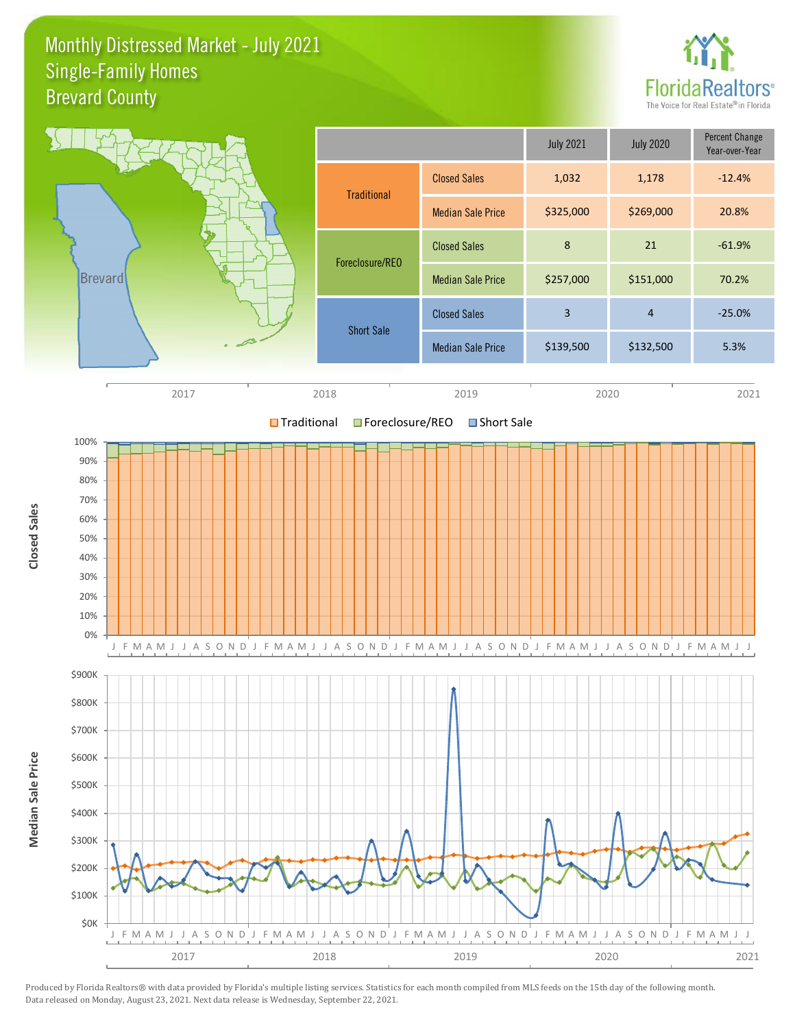# Monthly Distressed Market - July 2021
## Single-Family Homes
## Brevard County

FloridaRealtors® The Voice for Real Estate® in Florida

Brevard

| | | July 2021 | July 2020 | Percent Change Year-over-Year |
|---|---|---|---|---|
| Traditional | Closed Sales | 1,032 | 1,178 | -12.4% |
| | Median Sale Price | $325,000 | $269,000 | 20.8% |
| Foreclosure/REO | Closed Sales | 8 | 21 | -61.9% |
| | Median Sale Price | $257,000 | $151,000 | 70.2% |
| Short Sale | Closed Sales | 3 | 4 | -25.0% |
| | Median Sale Price | $139,500 | $132,500 | 5.3% |

2017 2018 2019 2020 2021

Traditional Foreclosure/REO Short Sale

Closed Sales

100% 90% 80% 70% 60% 50% 40% 30% 20% 10% 0%

J F M A M J J A S O N D J F M A M J J A S O N D J F M A M J J A S O N D J F M A M J J A S O N D J F M A M J J

Median Sale Price

$900K $800K $700K $600K $500K $400K $300K $200K $100K $0K

J F M A M J J A S O N D J F M A M J J A S O N D J F M A M J J A S O N D J F M A M J J A S O N D J F M A M J J

2017 2018 2019 2020 2021

Produced by Florida Realtors® with data provided by Florida's multiple listing services. Statistics for each month compiled from MLS feeds on the 15th day of the following month.
Data released on Monday, August 23, 2021. Next data release is Wednesday, September 22, 2021.